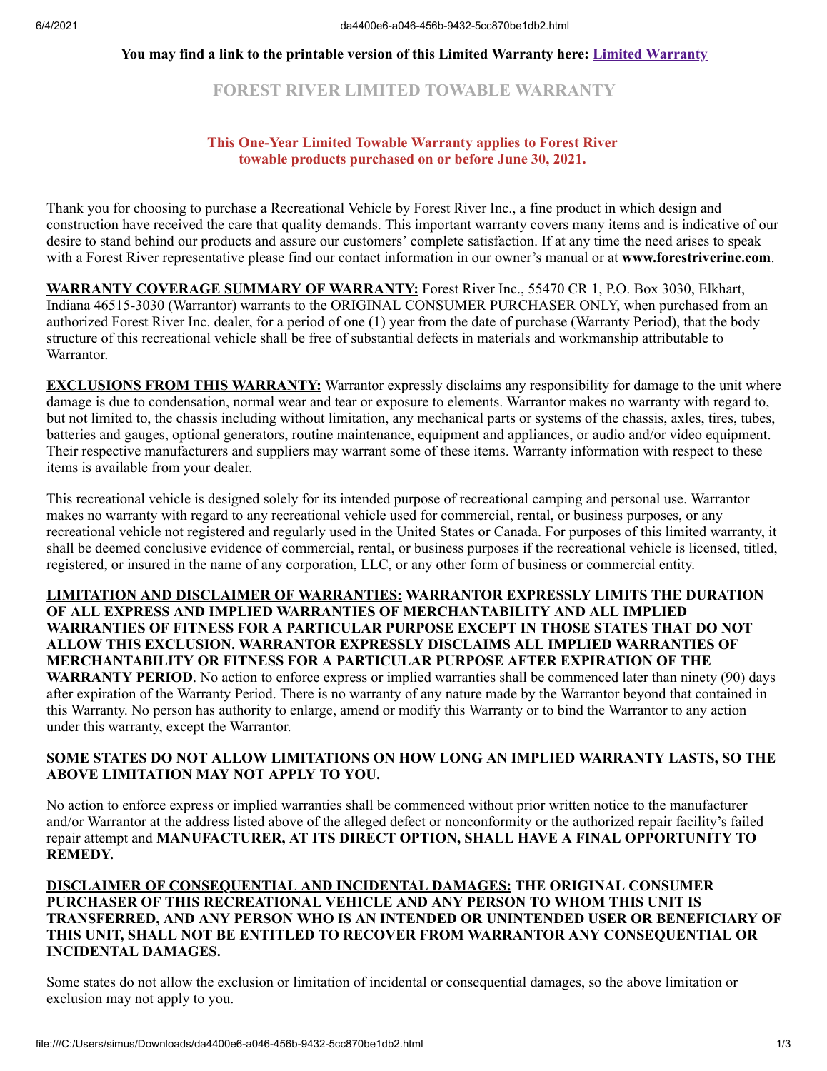**You may find a link to the printable version of this Limited Warranty here: [Limited Warranty]**

# FOREST RIVER LIMITED TOWABLE WARRANTY

**This One-Year Limited Towable Warranty applies to Forest River towable products purchased on or before June 30, 2021.**

Thank you for choosing to purchase a Recreational Vehicle by Forest River Inc., a fine product in which design and construction have received the care that quality demands. This important warranty covers many items and is indicative of our desire to stand behind our products and assure our customers' complete satisfaction. If at any time the need arises to speak with a Forest River representative please find our contact information in our owner's manual or at **www.forestriverinc.com**.

**WARRANTY COVERAGE SUMMARY OF WARRANTY:** Forest River Inc., 55470 CR 1, P.O. Box 3030, Elkhart, Indiana 46515-3030 (Warrantor) warrants to the ORIGINAL CONSUMER PURCHASER ONLY, when purchased from an authorized Forest River Inc. dealer, for a period of one (1) year from the date of purchase (Warranty Period), that the body structure of this recreational vehicle shall be free of substantial defects in materials and workmanship attributable to Warrantor.

**EXCLUSIONS FROM THIS WARRANTY:** Warrantor expressly disclaims any responsibility for damage to the unit where damage is due to condensation, normal wear and tear or exposure to elements. Warrantor makes no warranty with regard to, but not limited to, the chassis including without limitation, any mechanical parts or systems of the chassis, axles, tires, tubes, batteries and gauges, optional generators, routine maintenance, equipment and appliances, or audio and/or video equipment. Their respective manufacturers and suppliers may warrant some of these items. Warranty information with respect to these items is available from your dealer.

This recreational vehicle is designed solely for its intended purpose of recreational camping and personal use. Warrantor makes no warranty with regard to any recreational vehicle used for commercial, rental, or business purposes, or any recreational vehicle not registered and regularly used in the United States or Canada. For purposes of this limited warranty, it shall be deemed conclusive evidence of commercial, rental, or business purposes if the recreational vehicle is licensed, titled, registered, or insured in the name of any corporation, LLC, or any other form of business or commercial entity.

**LIMITATION AND DISCLAIMER OF WARRANTIES: WARRANTOR EXPRESSLY LIMITS THE DURATION OF ALL EXPRESS AND IMPLIED WARRANTIES OF MERCHANTABILITY AND ALL IMPLIED WARRANTIES OF FITNESS FOR A PARTICULAR PURPOSE EXCEPT IN THOSE STATES THAT DO NOT ALLOW THIS EXCLUSION. WARRANTOR EXPRESSLY DISCLAIMS ALL IMPLIED WARRANTIES OF MERCHANTABILITY OR FITNESS FOR A PARTICULAR PURPOSE AFTER EXPIRATION OF THE WARRANTY PERIOD**. No action to enforce express or implied warranties shall be commenced later than ninety (90) days after expiration of the Warranty Period. There is no warranty of any nature made by the Warrantor beyond that contained in this Warranty. No person has authority to enlarge, amend or modify this Warranty or to bind the Warrantor to any action under this warranty, except the Warrantor.

**SOME STATES DO NOT ALLOW LIMITATIONS ON HOW LONG AN IMPLIED WARRANTY LASTS, SO THE ABOVE LIMITATION MAY NOT APPLY TO YOU.**

No action to enforce express or implied warranties shall be commenced without prior written notice to the manufacturer and/or Warrantor at the address listed above of the alleged defect or nonconformity or the authorized repair facility's failed repair attempt and **MANUFACTURER, AT ITS DIRECT OPTION, SHALL HAVE A FINAL OPPORTUNITY TO REMEDY.**

**DISCLAIMER OF CONSEQUENTIAL AND INCIDENTAL DAMAGES: THE ORIGINAL CONSUMER PURCHASER OF THIS RECREATIONAL VEHICLE AND ANY PERSON TO WHOM THIS UNIT IS TRANSFERRED, AND ANY PERSON WHO IS AN INTENDED OR UNINTENDED USER OR BENEFICIARY OF THIS UNIT, SHALL NOT BE ENTITLED TO RECOVER FROM WARRANTOR ANY CONSEQUENTIAL OR INCIDENTAL DAMAGES.**

Some states do not allow the exclusion or limitation of incidental or consequential damages, so the above limitation or exclusion may not apply to you.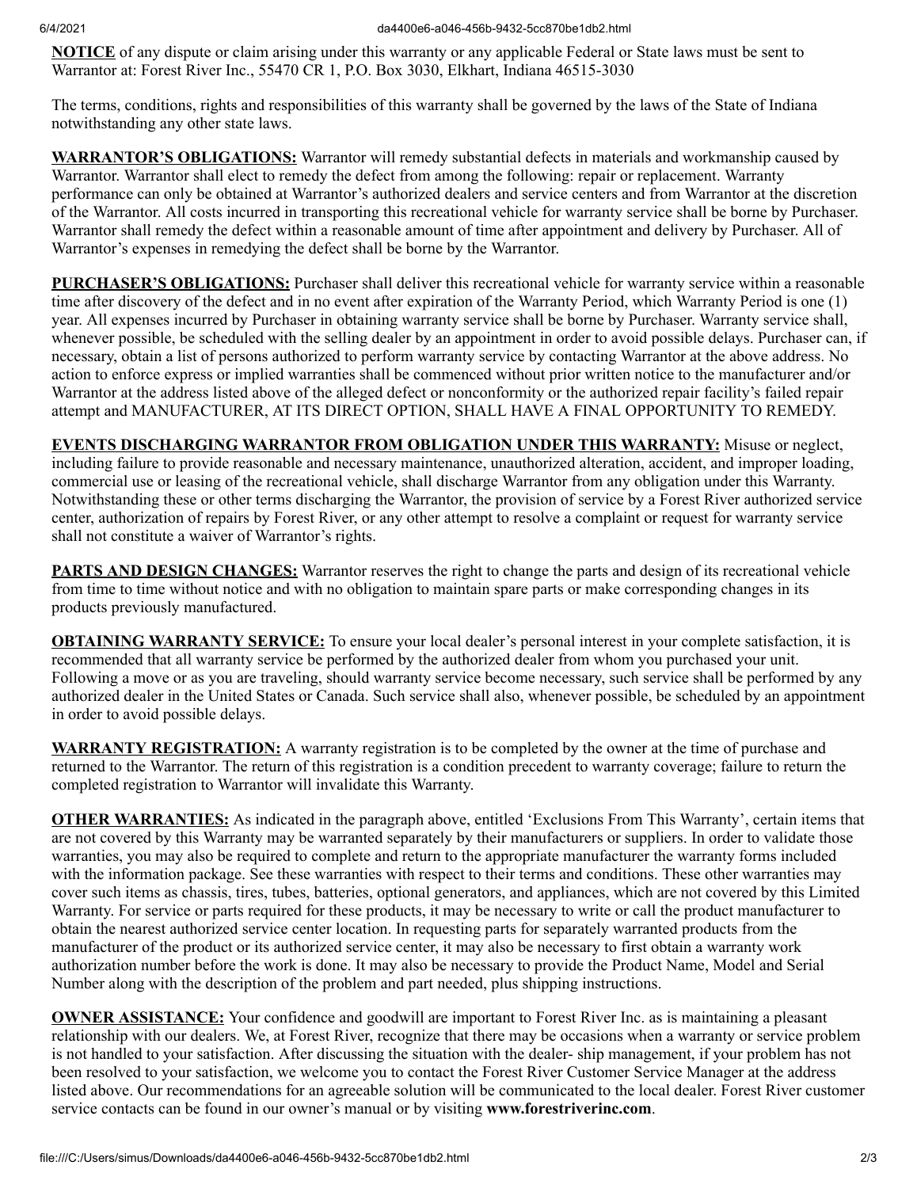**NOTICE** of any dispute or claim arising under this warranty or any applicable Federal or State laws must be sent to Warrantor at: Forest River Inc., 55470 CR 1, P.O. Box 3030, Elkhart, Indiana 46515-3030

The terms, conditions, rights and responsibilities of this warranty shall be governed by the laws of the State of Indiana notwithstanding any other state laws.

**WARRANTOR'S OBLIGATIONS:** Warrantor will remedy substantial defects in materials and workmanship caused by Warrantor. Warrantor shall elect to remedy the defect from among the following: repair or replacement. Warranty performance can only be obtained at Warrantor's authorized dealers and service centers and from Warrantor at the discretion of the Warrantor. All costs incurred in transporting this recreational vehicle for warranty service shall be borne by Purchaser. Warrantor shall remedy the defect within a reasonable amount of time after appointment and delivery by Purchaser. All of Warrantor's expenses in remedying the defect shall be borne by the Warrantor.

**PURCHASER'S OBLIGATIONS:** Purchaser shall deliver this recreational vehicle for warranty service within a reasonable time after discovery of the defect and in no event after expiration of the Warranty Period, which Warranty Period is one (1) year. All expenses incurred by Purchaser in obtaining warranty service shall be borne by Purchaser. Warranty service shall, whenever possible, be scheduled with the selling dealer by an appointment in order to avoid possible delays. Purchaser can, if necessary, obtain a list of persons authorized to perform warranty service by contacting Warrantor at the above address. No action to enforce express or implied warranties shall be commenced without prior written notice to the manufacturer and/or Warrantor at the address listed above of the alleged defect or nonconformity or the authorized repair facility's failed repair attempt and MANUFACTURER, AT ITS DIRECT OPTION, SHALL HAVE A FINAL OPPORTUNITY TO REMEDY.

**EVENTS DISCHARGING WARRANTOR FROM OBLIGATION UNDER THIS WARRANTY:** Misuse or neglect, including failure to provide reasonable and necessary maintenance, unauthorized alteration, accident, and improper loading, commercial use or leasing of the recreational vehicle, shall discharge Warrantor from any obligation under this Warranty. Notwithstanding these or other terms discharging the Warrantor, the provision of service by a Forest River authorized service center, authorization of repairs by Forest River, or any other attempt to resolve a complaint or request for warranty service shall not constitute a waiver of Warrantor's rights.

**PARTS AND DESIGN CHANGES:** Warrantor reserves the right to change the parts and design of its recreational vehicle from time to time without notice and with no obligation to maintain spare parts or make corresponding changes in its products previously manufactured.

**OBTAINING WARRANTY SERVICE:** To ensure your local dealer's personal interest in your complete satisfaction, it is recommended that all warranty service be performed by the authorized dealer from whom you purchased your unit. Following a move or as you are traveling, should warranty service become necessary, such service shall be performed by any authorized dealer in the United States or Canada. Such service shall also, whenever possible, be scheduled by an appointment in order to avoid possible delays.

**WARRANTY REGISTRATION:** A warranty registration is to be completed by the owner at the time of purchase and returned to the Warrantor. The return of this registration is a condition precedent to warranty coverage; failure to return the completed registration to Warrantor will invalidate this Warranty.

**OTHER WARRANTIES:** As indicated in the paragraph above, entitled 'Exclusions From This Warranty', certain items that are not covered by this Warranty may be warranted separately by their manufacturers or suppliers. In order to validate those warranties, you may also be required to complete and return to the appropriate manufacturer the warranty forms included with the information package. See these warranties with respect to their terms and conditions. These other warranties may cover such items as chassis, tires, tubes, batteries, optional generators, and appliances, which are not covered by this Limited Warranty. For service or parts required for these products, it may be necessary to write or call the product manufacturer to obtain the nearest authorized service center location. In requesting parts for separately warranted products from the manufacturer of the product or its authorized service center, it may also be necessary to first obtain a warranty work authorization number before the work is done. It may also be necessary to provide the Product Name, Model and Serial Number along with the description of the problem and part needed, plus shipping instructions.

**OWNER ASSISTANCE:** Your confidence and goodwill are important to Forest River Inc. as is maintaining a pleasant relationship with our dealers. We, at Forest River, recognize that there may be occasions when a warranty or service problem is not handled to your satisfaction. After discussing the situation with the dealer- ship management, if your problem has not been resolved to your satisfaction, we welcome you to contact the Forest River Customer Service Manager at the address listed above. Our recommendations for an agreeable solution will be communicated to the local dealer. Forest River customer service contacts can be found in our owner's manual or by visiting **www.forestriverinc.com**.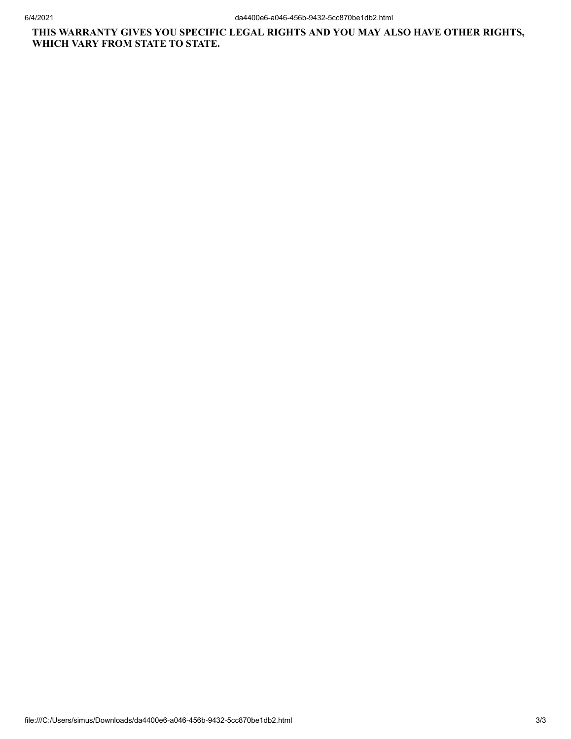**THIS WARRANTY GIVES YOU SPECIFIC LEGAL RIGHTS AND YOU MAY ALSO HAVE OTHER RIGHTS, WHICH VARY FROM STATE TO STATE.**